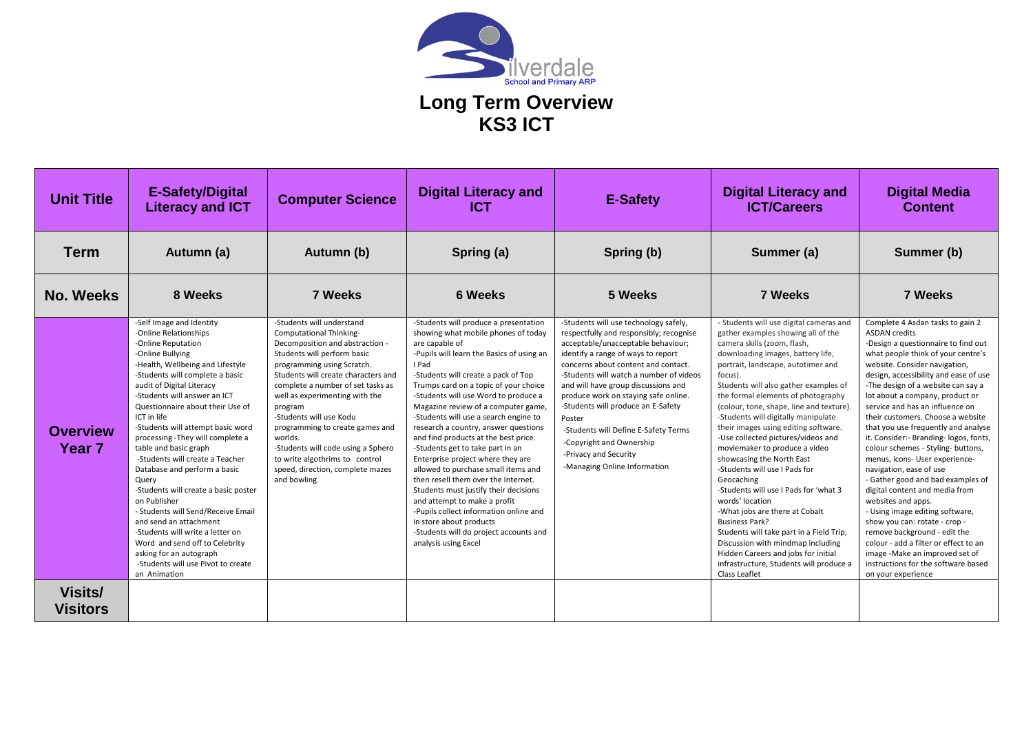Silverdale
School and Primary ARP

# Long Term Overview
# KS3 ICT

| Unit Title | E-Safety/Digital Literacy and ICT | Computer Science | Digital Literacy and ICT | E-Safety | Digital Literacy and ICT/Careers | Digital Media Content |
|---|---|---|---|---|---|---|
| **Term** | Autumn (a) | Autumn (b) | Spring (a) | Spring (b) | Summer (a) | Summer (b) |
| **No. Weeks** | 8 Weeks | 7 Weeks | 6 Weeks | 5 Weeks | 7 Weeks | 7 Weeks |
| **Overview Year 7** | -Self Image and Identity<br>-Online Relationships<br>-Online Reputation<br>-Online Bullying<br>-Health, Wellbeing and Lifestyle<br>-Students will complete a basic audit of Digital Literacy<br>-Students will answer an ICT Questionnaire about their Use of ICT in life<br>-Students will attempt basic word processing -They will complete a table and basic graph<br>-Students will create a Teacher Database and perform a basic Query<br>-Students will create a basic poster on Publisher<br>- Students will Send/Receive Email and send an attachment<br>-Students will write a letter on Word and send off to Celebrity asking for an autograph<br>-Students will use Pivot to create an Animation | -Students will understand Computational Thinking- Decomposition and abstraction - Students will perform basic programming using Scratch. Students will create characters and complete a number of set tasks as well as experimenting with the program<br>-Students will use Kodu programming to create games and worlds.<br>-Students will code using a Sphero to write algothrims to control speed, direction, complete mazes and bowling | -Students will produce a presentation showing what mobile phones of today are capable of<br>-Pupils will learn the Basics of using an I Pad<br>-Students will create a pack of Top Trumps card on a topic of your choice<br>-Students will use Word to produce a Magazine review of a computer game,<br>-Students will use a search engine to research a country, answer questions and find products at the best price.<br>-Students get to take part in an Enterprise project where they are allowed to purchase small items and then resell them over the Internet. Students must justify their decisions and attempt to make a profit<br>-Pupils collect information online and in store about products<br>-Students will do project accounts and analysis using Excel | -Students will use technology safely, respectfully and responsibly; recognise acceptable/unacceptable behaviour; identify a range of ways to report concerns about content and contact.<br>-Students will watch a number of videos and will have group discussions and produce work on staying safe online.<br>-Students will produce an E-Safety Poster<br>-Students will Define E-Safety Terms<br>-Copyright and Ownership<br>-Privacy and Security<br>-Managing Online Information | - Students will use digital cameras and gather examples showing all of the camera skills (zoom, flash, downloading images, battery life, portrait, landscape, autotimer and focus).<br>Students will also gather examples of the formal elements of photography (colour, tone, shape, line and texture).<br>-Students will digitally manipulate their images using editing software.<br>-Use collected pictures/videos and moviemaker to produce a video showcasing the North East<br>-Students will use I Pads for Geocaching<br>-Students will use I Pads for 'what 3 words' location<br>-What jobs are there at Cobalt Business Park?<br>Students will take part in a Field Trip, Discussion with mindmap including Hidden Careers and jobs for initial infrastructure, Students will produce a Class Leaflet | Complete 4 Asdan tasks to gain 2 ASDAN credits<br>-Design a questionnaire to find out what people think of your centre's website. Consider navigation, design, accessibility and ease of use<br>-The design of a website can say a lot about a company, product or service and has an influence on their customers. Choose a website that you use frequently and analyse it. Consider:- Branding- logos, fonts, colour schemes - Styling- buttons, menus, icons- User experience- navigation, ease of use<br>- Gather good and bad examples of digital content and media from websites and apps.<br>- Using image editing software, show you can: rotate - crop - remove background - edit the colour - add a filter or effect to an image -Make an improved set of instructions for the software based on your experience |
| **Visits/ Visitors** | | | | | | |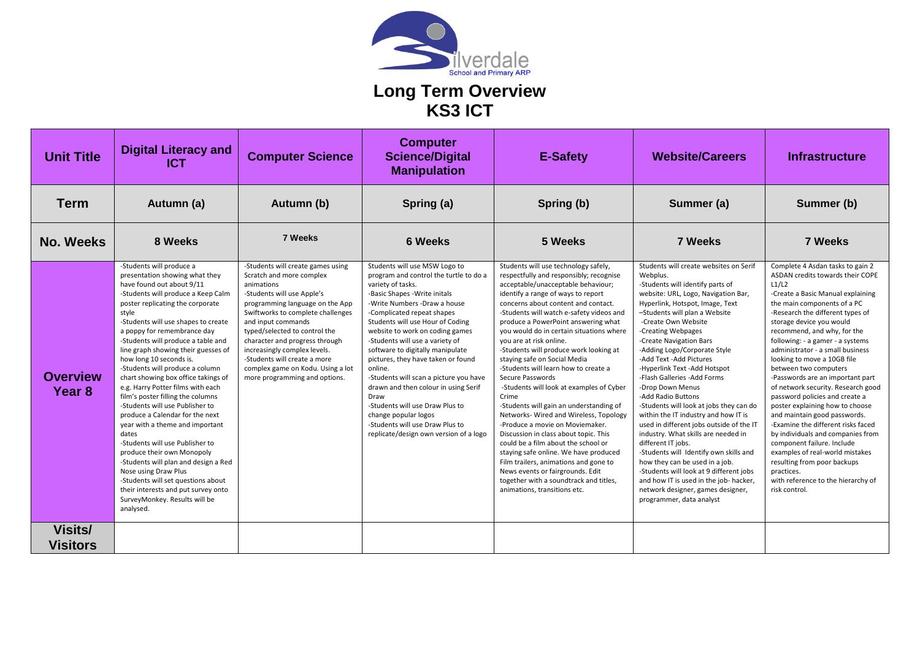Silverdale
School and Primary ARP

# Long Term Overview
# KS3 ICT

| Unit Title | Digital Literacy and ICT | Computer Science | Computer Science/Digital Manipulation | E-Safety | Website/Careers | Infrastructure |
|---|---|---|---|---|---|---|
| **Term** | Autumn (a) | Autumn (b) | Spring (a) | Spring (b) | Summer (a) | Summer (b) |
| **No. Weeks** | 8 Weeks | 7 Weeks | 6 Weeks | 5 Weeks | 7 Weeks | 7 Weeks |
| **Overview Year 8** | -Students will produce a presentation showing what they have found out about 9/11<br>-Students will produce a Keep Calm poster replicating the corporate style<br>-Students will use shapes to create a poppy for remembrance day<br>-Students will produce a table and line graph showing their guesses of how long 10 seconds is.<br>-Students will produce a column chart showing box office takings of e.g. Harry Potter films with each film's poster filling the columns<br>-Students will use Publisher to produce a Calendar for the next year with a theme and important dates<br>-Students will use Publisher to produce their own Monopoly<br>-Students will plan and design a Red Nose using Draw Plus<br>-Students will set questions about their interests and put survey onto SurveyMonkey. Results will be analysed. | -Students will create games using Scratch and more complex animations<br>-Students will use Apple's programming language on the App Swiftworks to complete challenges and input commands typed/selected to control the character and progress through increasingly complex levels.<br>-Students will create a more complex game on Kodu. Using a lot more programming and options. | Students will use MSW Logo to program and control the turtle to do a variety of tasks.<br>-Basic Shapes -Write initals<br>-Write Numbers -Draw a house<br>-Complicated repeat shapes<br>Students will use Hour of Coding website to work on coding games<br>-Students will use a variety of software to digitally manipulate pictures, they have taken or found online.<br>-Students will scan a picture you have drawn and then colour in using Serif Draw<br>-Students will use Draw Plus to change popular logos<br>-Students will use Draw Plus to replicate/design own version of a logo | Students will use technology safely, respectfully and responsibly; recognise acceptable/unacceptable behaviour; identify a range of ways to report concerns about content and contact.<br>-Students will watch e-safety videos and produce a PowerPoint answering what you would do in certain situations where you are at risk online.<br>-Students will produce work looking at staying safe on Social Media<br>-Students will learn how to create a Secure Passwords<br>-Students will look at examples of Cyber Crime<br>-Students will gain an understanding of Networks- Wired and Wireless, Topology<br>-Produce a movie on Moviemaker. Discussion in class about topic. This could be a film about the school or staying safe online. We have produced Film trailers, animations and gone to News events or fairgrounds. Edit together with a soundtrack and titles, animations, transitions etc. | Students will create websites on Serif Webplus.<br>-Students will identify parts of website: URL, Logo, Navigation Bar, Hyperlink, Hotspot, Image, Text<br>–Students will plan a Website<br>-Create Own Website<br>-Creating Webpages<br>-Create Navigation Bars<br>-Adding Logo/Corporate Style<br>-Add Text -Add Pictures<br>-Hyperlink Text -Add Hotspot<br>-Flash Galleries -Add Forms<br>-Drop Down Menus<br>-Add Radio Buttons<br>-Students will look at jobs they can do within the IT industry and how IT is used in different jobs outside of the IT industry. What skills are needed in different IT jobs.<br>-Students will Identify own skills and how they can be used in a job.<br>-Students will look at 9 different jobs and how IT is used in the job- hacker, network designer, games designer, programmer, data analyst | Complete 4 Asdan tasks to gain 2 ASDAN credits towards their COPE L1/L2<br>-Create a Basic Manual explaining the main components of a PC<br>-Research the different types of storage device you would recommend, and why, for the following: - a gamer - a systems administrator - a small business looking to move a 10GB file between two computers<br>-Passwords are an important part of network security. Research good password policies and create a poster explaining how to choose and maintain good passwords.<br>-Examine the different risks faced by individuals and companies from component failure. Include examples of real-world mistakes resulting from poor backups practices.<br>with reference to the hierarchy of risk control. |
| **Visits/ Visitors** | | | | | | |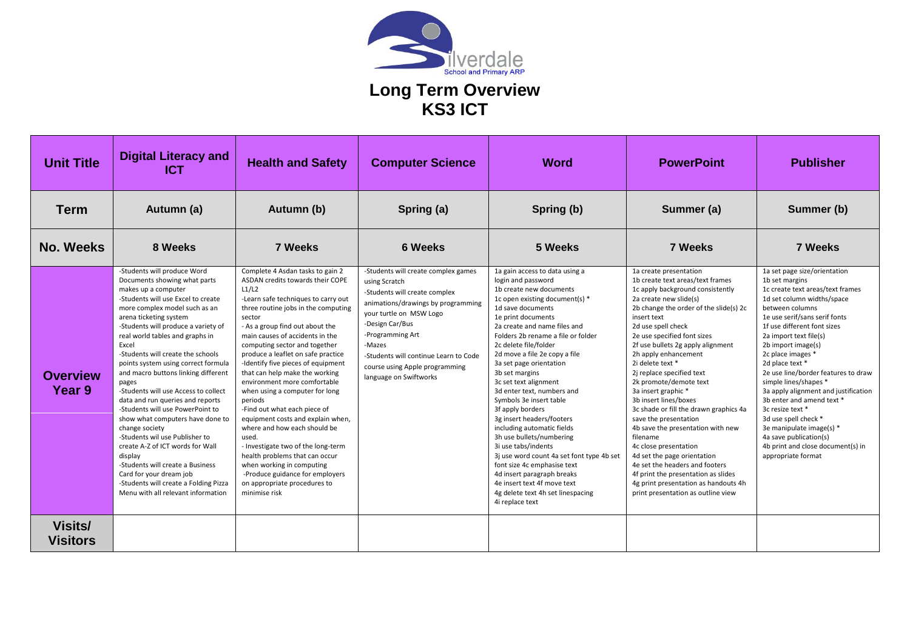Silverdale School and Primary ARP

# Long Term Overview
# KS3 ICT

| Unit Title | Digital Literacy and ICT | Health and Safety | Computer Science | Word | PowerPoint | Publisher |
|---|---|---|---|---|---|---|
| **Term** | **Autumn (a)** | **Autumn (b)** | **Spring (a)** | **Spring (b)** | **Summer (a)** | **Summer (b)** |
| **No. Weeks** | **8 Weeks** | **7 Weeks** | **6 Weeks** | **5 Weeks** | **7 Weeks** | **7 Weeks** |
| **Overview Year 9** | -Students will produce Word Documents showing what parts makes up a computer<br>-Students will use Excel to create more complex model such as an arena ticketing system<br>-Students will produce a variety of real world tables and graphs in Excel<br>-Students will create the schools points system using correct formula and macro buttons linking different pages<br>-Students will use Access to collect data and run queries and reports<br>-Students will use PowerPoint to show what computers have done to change society<br>-Students wil use Publisher to create A-Z of ICT words for Wall display<br>-Students will create a Business Card for your dream job<br>-Students will create a Folding Pizza Menu with all relevant information | Complete 4 Asdan tasks to gain 2 ASDAN credits towards their COPE L1/L2<br>-Learn safe techniques to carry out three routine jobs in the computing sector<br>- As a group find out about the main causes of accidents in the computing sector and together produce a leaflet on safe practice<br>-Identify five pieces of equipment that can help make the working environment more comfortable when using a computer for long periods<br>-Find out what each piece of equipment costs and explain when, where and how each should be used.<br>- Investigate two of the long-term health problems that can occur when working in computing<br>-Produce guidance for employers on appropriate procedures to minimise risk | -Students will create complex games using Scratch<br>-Students will create complex animations/drawings by programming your turtle on MSW Logo<br>-Design Car/Bus<br>-Programming Art<br>-Mazes<br>-Students will continue Learn to Code course using Apple programming language on Swiftworks | 1a gain access to data using a login and password<br>1b create new documents<br>1c open existing document(s) *<br>1d save documents<br>1e print documents<br>2a create and name files and Folders 2b rename a file or folder<br>2c delete file/folder<br>2d move a file 2e copy a file<br>3a set page orientation<br>3b set margins<br>3c set text alignment<br>3d enter text, numbers and Symbols 3e insert table<br>3f apply borders<br>3g insert headers/footers including automatic fields<br>3h use bullets/numbering<br>3i use tabs/indents<br>3j use word count 4a set font type 4b set font size 4c emphasise text<br>4d insert paragraph breaks<br>4e insert text 4f move text<br>4g delete text 4h set linespacing<br>4i replace text | 1a create presentation<br>1b create text areas/text frames<br>1c apply background consistently<br>2a create new slide(s)<br>2b change the order of the slide(s) 2c insert text<br>2d use spell check<br>2e use specified font sizes<br>2f use bullets 2g apply alignment<br>2h apply enhancement<br>2i delete text *<br>2j replace specified text<br>2k promote/demote text<br>3a insert graphic *<br>3b insert lines/boxes<br>3c shade or fill the drawn graphics 4a save the presentation<br>4b save the presentation with new filename<br>4c close presentation<br>4d set the page orientation<br>4e set the headers and footers<br>4f print the presentation as slides<br>4g print presentation as handouts 4h print presentation as outline view | 1a set page size/orientation<br>1b set margins<br>1c create text areas/text frames<br>1d set column widths/space between columns<br>1e use serif/sans serif fonts<br>1f use different font sizes<br>2a import text file(s)<br>2b import image(s)<br>2c place images *<br>2d place text *<br>2e use line/border features to draw simple lines/shapes *<br>3a apply alignment and justification<br>3b enter and amend text *<br>3c resize text *<br>3d use spell check *<br>3e manipulate image(s) *<br>4a save publication(s)<br>4b print and close document(s) in appropriate format |
| **Visits/ Visitors** | | | | | | |